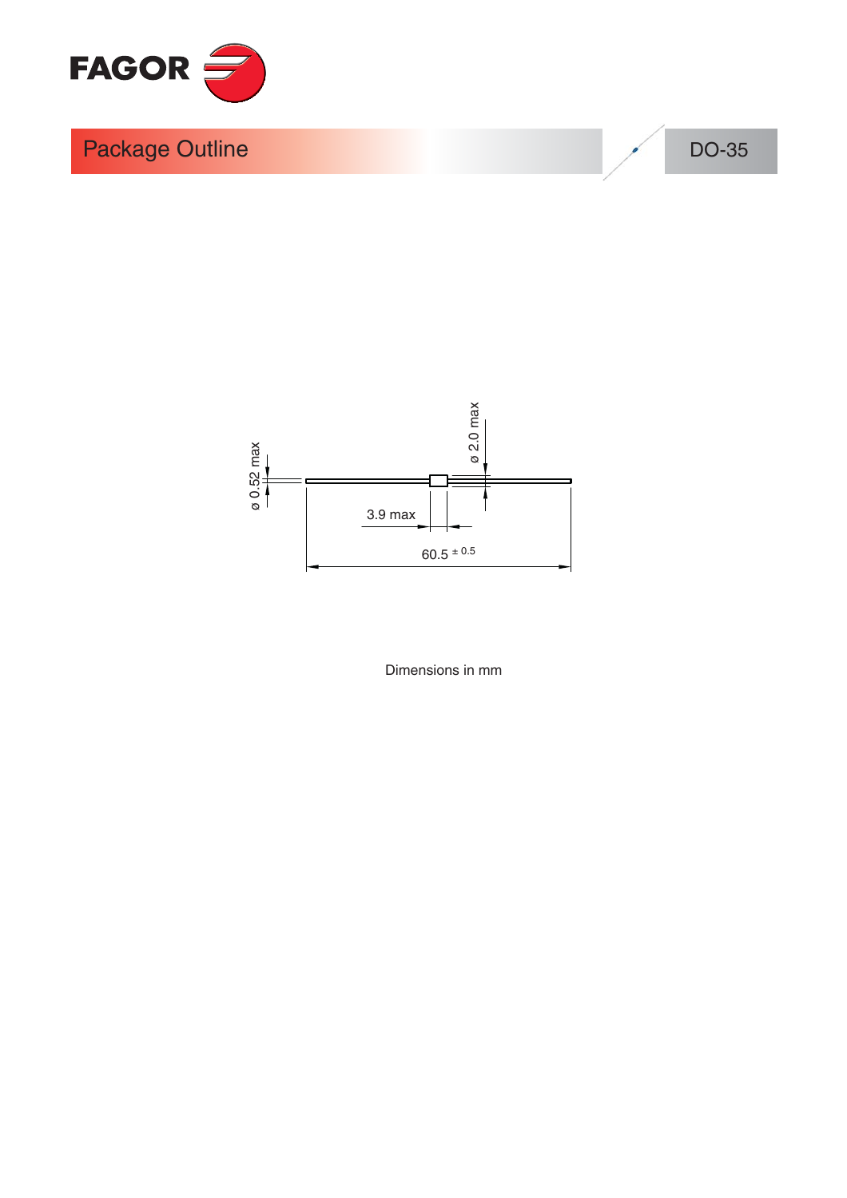# Package Outline

DO-35

ø 0.52 max

ø 2.0 max

3.9 max

60.5 $^{\pm 0.5}$

Dimensions in mm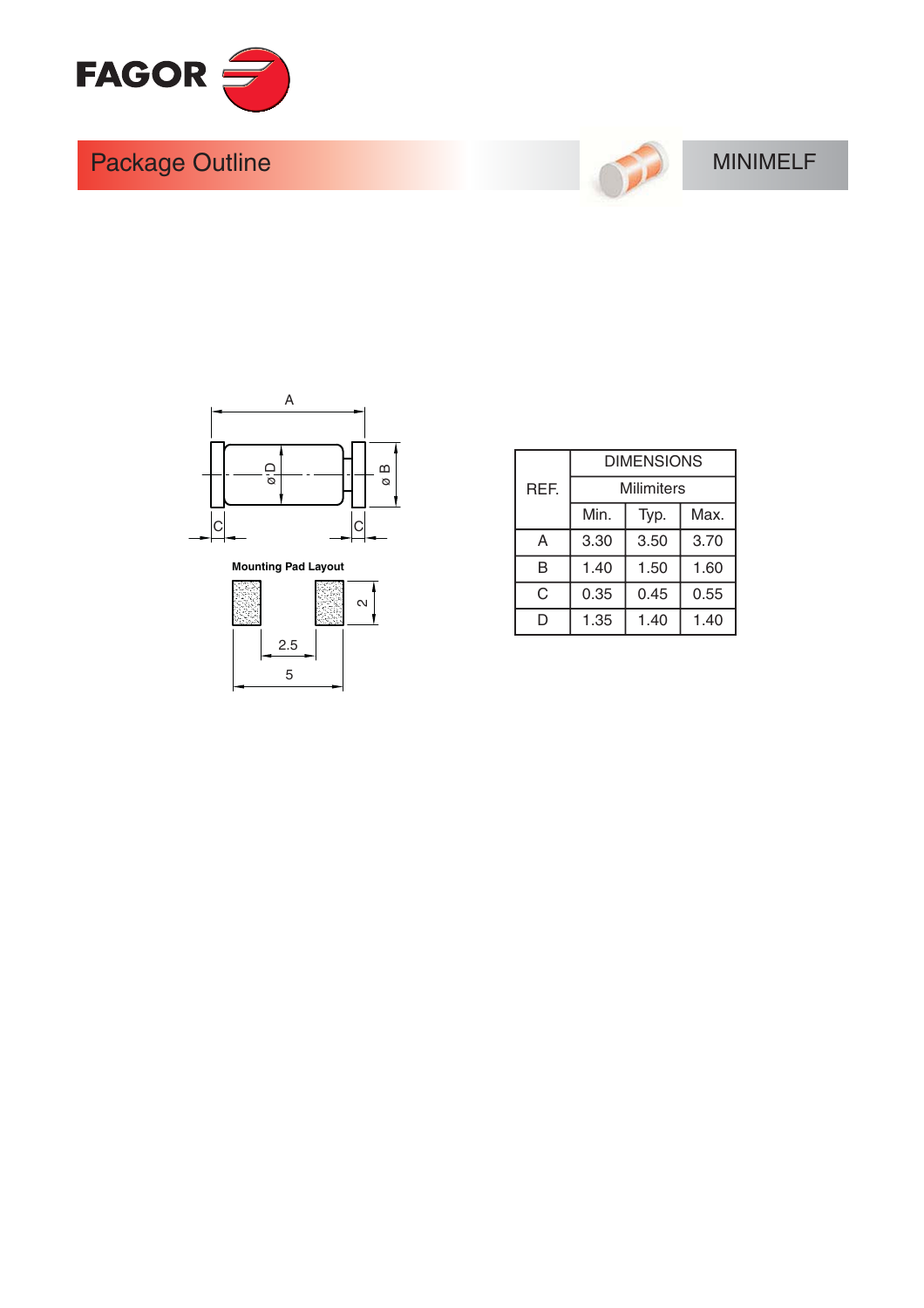# Package Outline

MINIMELF

Mounting Pad Layout

| REF. | DIMENSIONS | | |
|---|---|---|---|
| | Milimiters | | |
| | Min. | Typ. | Max. |
| A | 3.30 | 3.50 | 3.70 |
| B | 1.40 | 1.50 | 1.60 |
| C | 0.35 | 0.45 | 0.55 |
| D | 1.35 | 1.40 | 1.40 |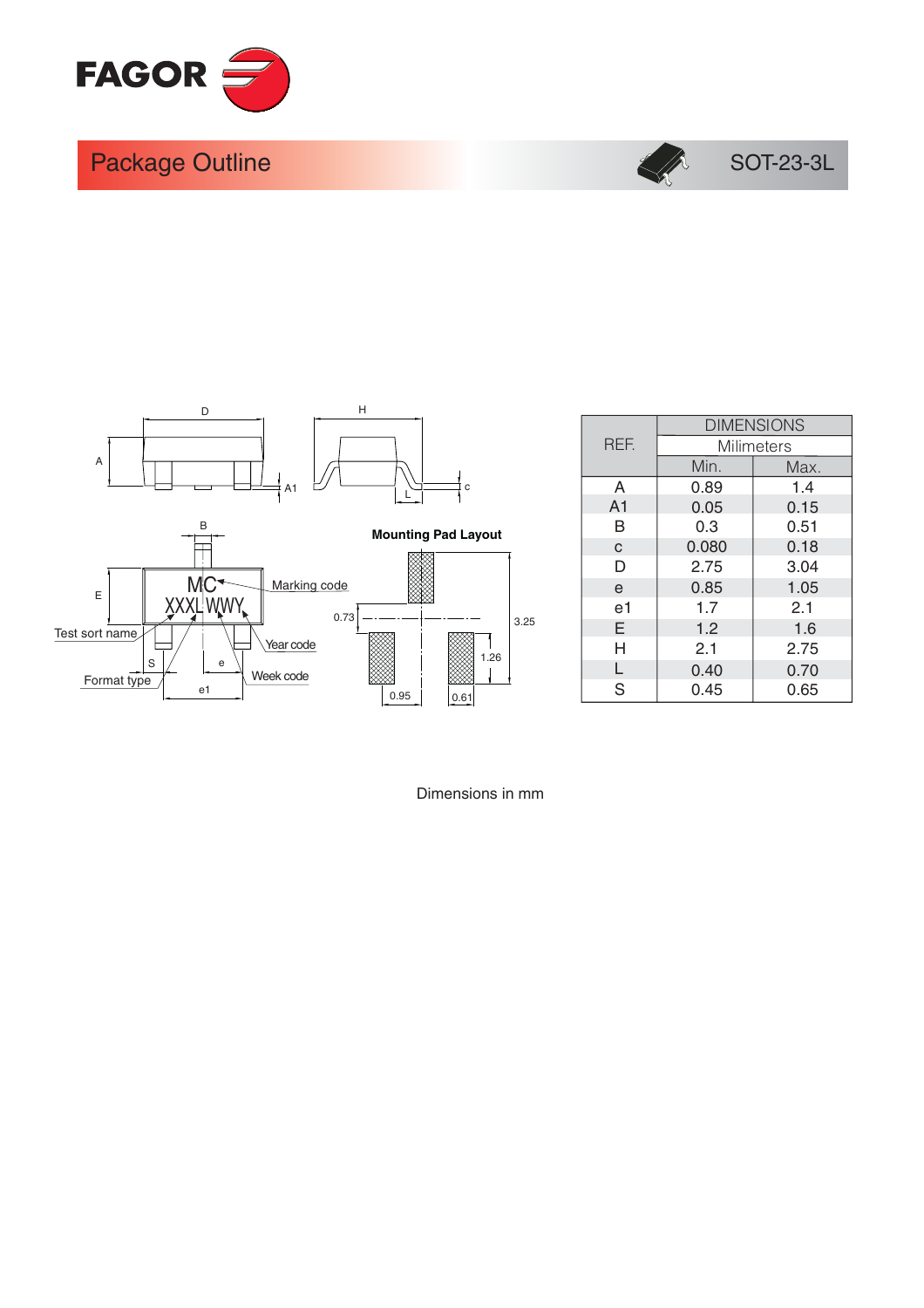## Package Outline

SOT-23-3L

Mounting Pad Layout

| REF. | DIMENSIONS | |
|---|---|---|
| | Milimeters | |
| | Min. | Max. |
| A | 0.89 | 1.4 |
| A1 | 0.05 | 0.15 |
| B | 0.3 | 0.51 |
| c | 0.080 | 0.18 |
| D | 2.75 | 3.04 |
| e | 0.85 | 1.05 |
| e1 | 1.7 | 2.1 |
| E | 1.2 | 1.6 |
| H | 2.1 | 2.75 |
| L | 0.40 | 0.70 |
| S | 0.45 | 0.65 |

Dimensions in mm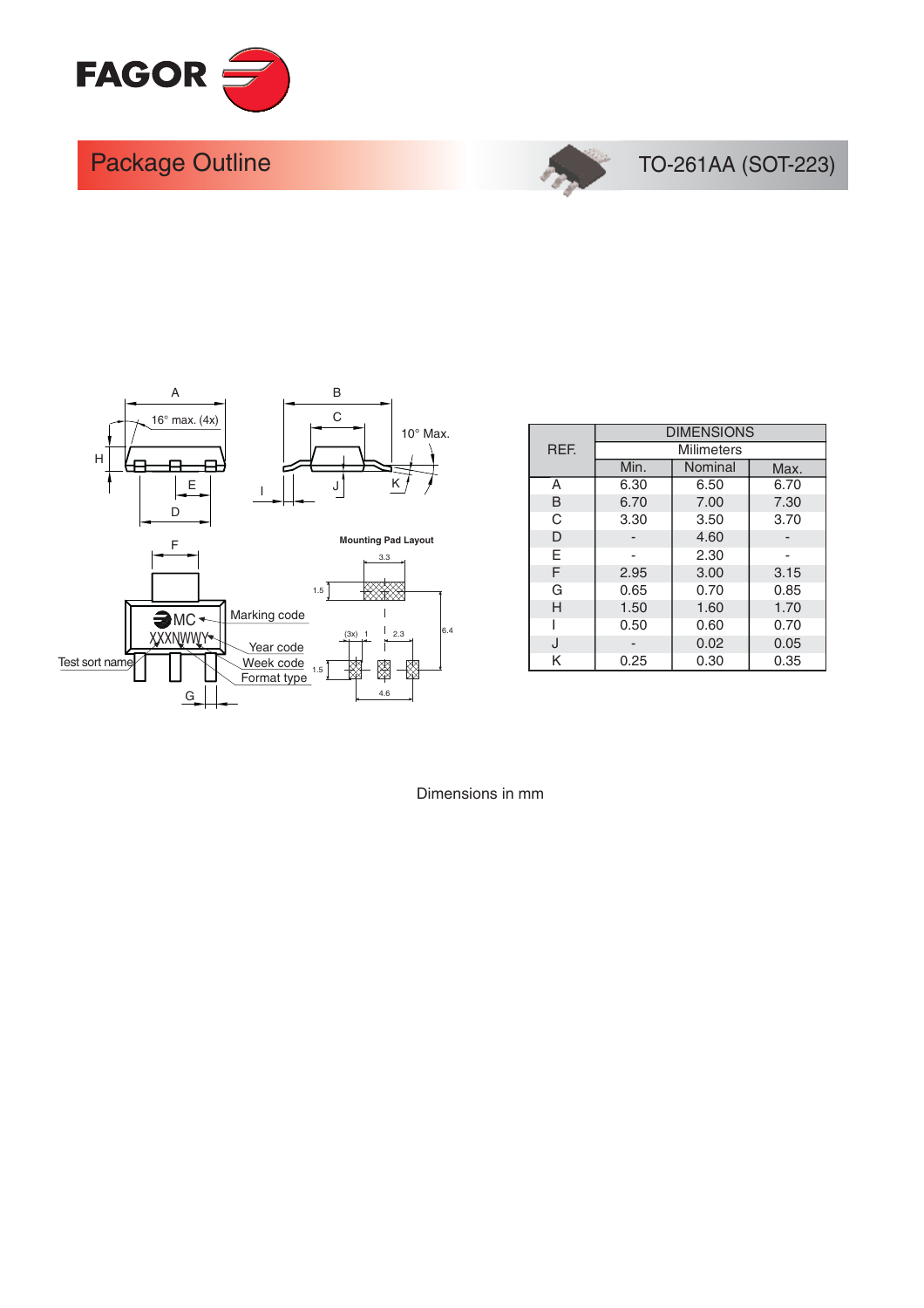# Package Outline

TO-261AA (SOT-223)

| REF. | DIMENSIONS | | |
|---|---|---|---|
| | Milimeters | | |
| | Min. | Nominal | Max. |
| A | 6.30 | 6.50 | 6.70 |
| B | 6.70 | 7.00 | 7.30 |
| C | 3.30 | 3.50 | 3.70 |
| D | - | 4.60 | - |
| E | - | 2.30 | - |
| F | 2.95 | 3.00 | 3.15 |
| G | 0.65 | 0.70 | 0.85 |
| H | 1.50 | 1.60 | 1.70 |
| I | 0.50 | 0.60 | 0.70 |
| J | - | 0.02 | 0.05 |
| K | 0.25 | 0.30 | 0.35 |

Dimensions in mm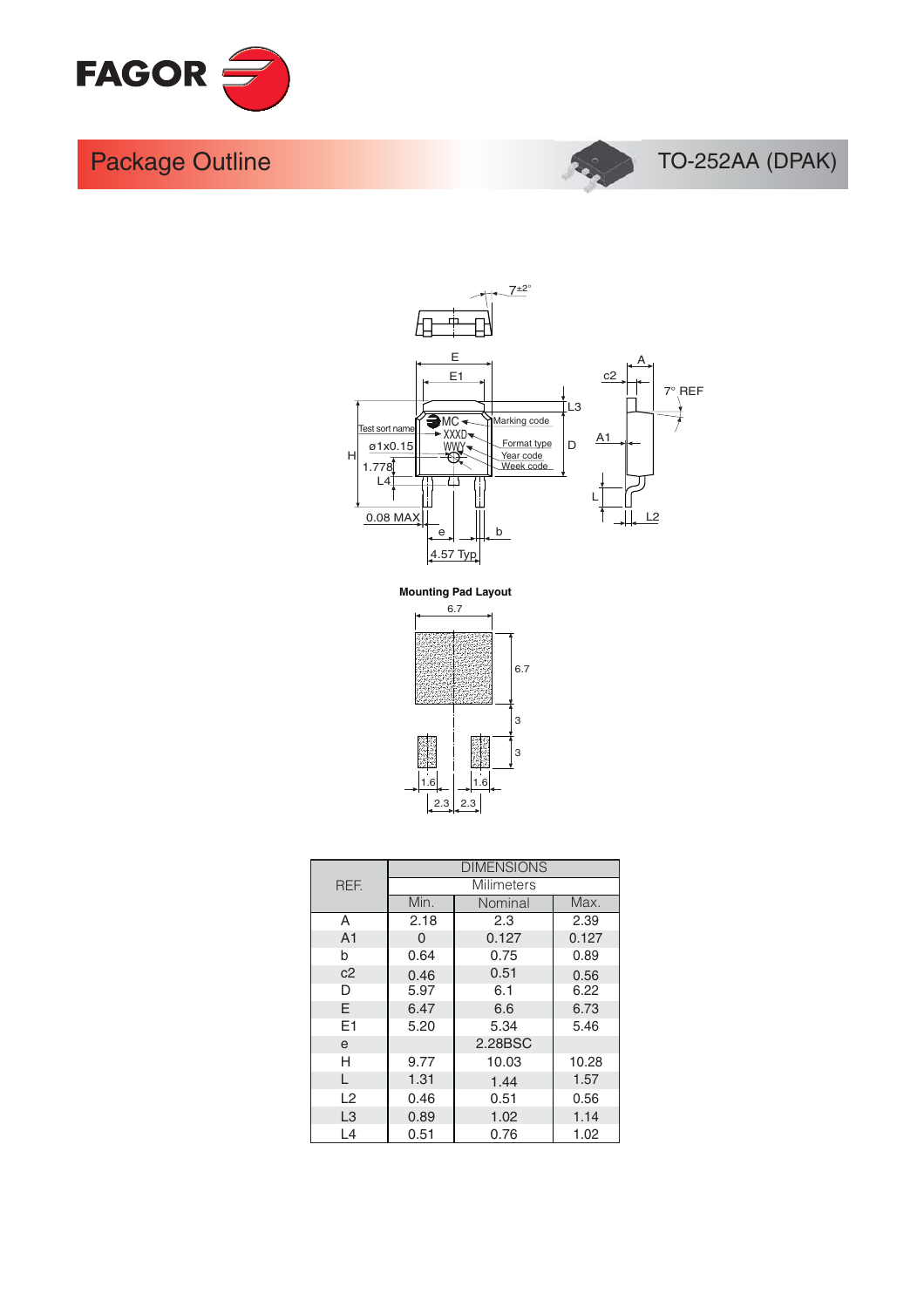# Package Outline

TO-252AA (DPAK)

7±2°

E

E1

L3

Marking code

Test sort name

MC

XXXD

WWY

Format type

Year code

Week code

ø1x0.15

H

D

1.778

L4

0.08 MAX

e

b

4.57 Typ

A

c2

7° REF

A1

L

L2

**Mounting Pad Layout**

6.7

6.7

3

3

1.6

1.6

2.3

2.3

| REF. | DIMENSIONS | | |
|---|---|---|---|
| | Milimeters | | |
| | Min. | Nominal | Max. |
| A | 2.18 | 2.3 | 2.39 |
| A1 | 0 | 0.127 | 0.127 |
| b | 0.64 | 0.75 | 0.89 |
| c2 | 0.46 | 0.51 | 0.56 |
| D | 5.97 | 6.1 | 6.22 |
| E | 6.47 | 6.6 | 6.73 |
| E1 | 5.20 | 5.34 | 5.46 |
| e | | 2.28BSC | |
| H | 9.77 | 10.03 | 10.28 |
| L | 1.31 | 1.44 | 1.57 |
| L2 | 0.46 | 0.51 | 0.56 |
| L3 | 0.89 | 1.02 | 1.14 |
| L4 | 0.51 | 0.76 | 1.02 |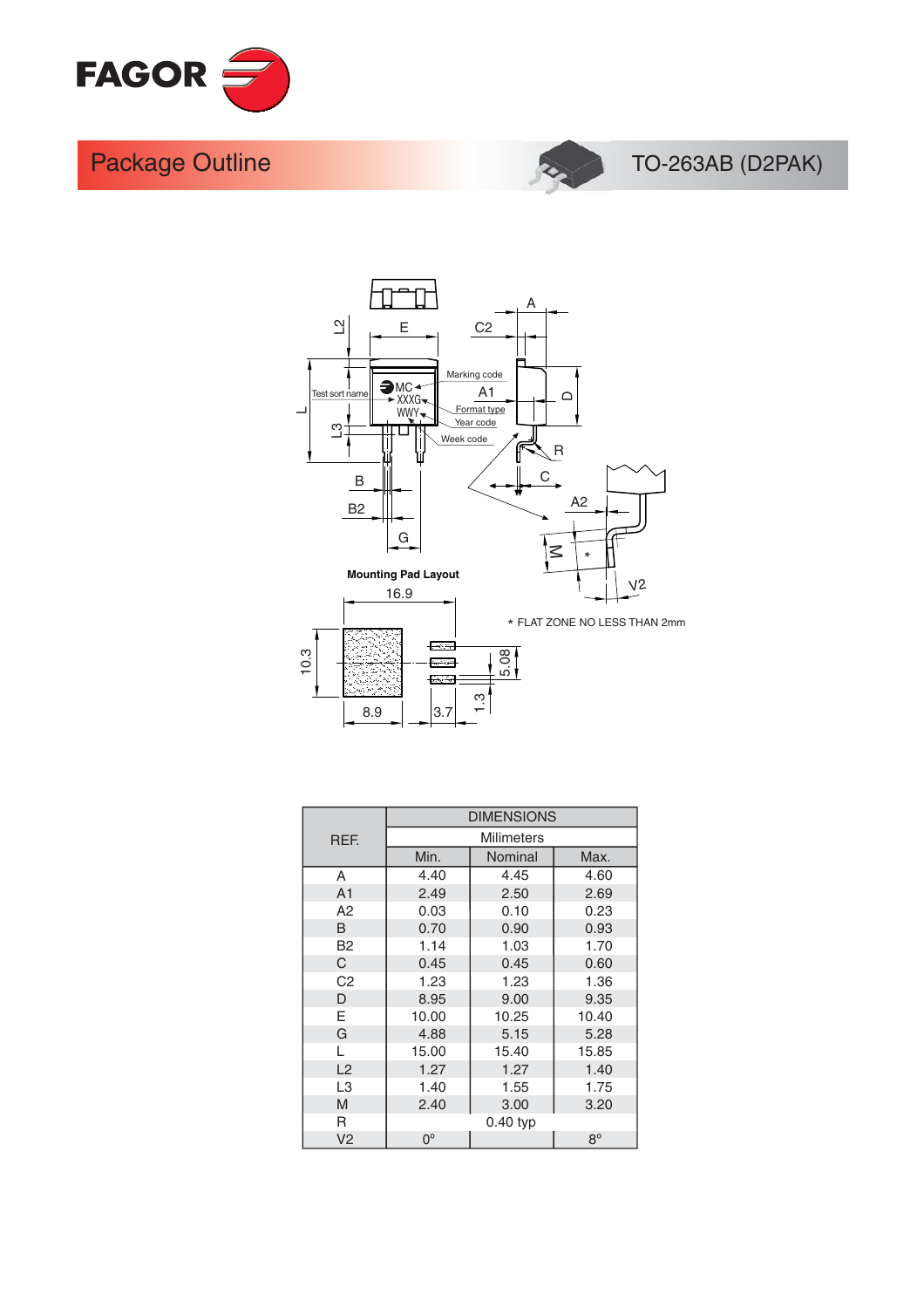# Package Outline

TO-263AB (D2PAK)

Marking code

Test sort name

MC

XXXG

WWY

Format type

Year code

Week code

Mounting Pad Layout

16.9

10.3

8.9

3.7

5.08

1.3

* FLAT ZONE NO LESS THAN 2mm

| REF. | DIMENSIONS | | |
|---|---|---|---|
| | Milimeters | | |
| | Min. | Nominal | Max. |
| A | 4.40 | 4.45 | 4.60 |
| A1 | 2.49 | 2.50 | 2.69 |
| A2 | 0.03 | 0.10 | 0.23 |
| B | 0.70 | 0.90 | 0.93 |
| B2 | 1.14 | 1.03 | 1.70 |
| C | 0.45 | 0.45 | 0.60 |
| C2 | 1.23 | 1.23 | 1.36 |
| D | 8.95 | 9.00 | 9.35 |
| E | 10.00 | 10.25 | 10.40 |
| G | 4.88 | 5.15 | 5.28 |
| L | 15.00 | 15.40 | 15.85 |
| L2 | 1.27 | 1.27 | 1.40 |
| L3 | 1.40 | 1.55 | 1.75 |
| M | 2.40 | 3.00 | 3.20 |
| R | | 0.40 typ | |
| V2 | 0° | | 8° |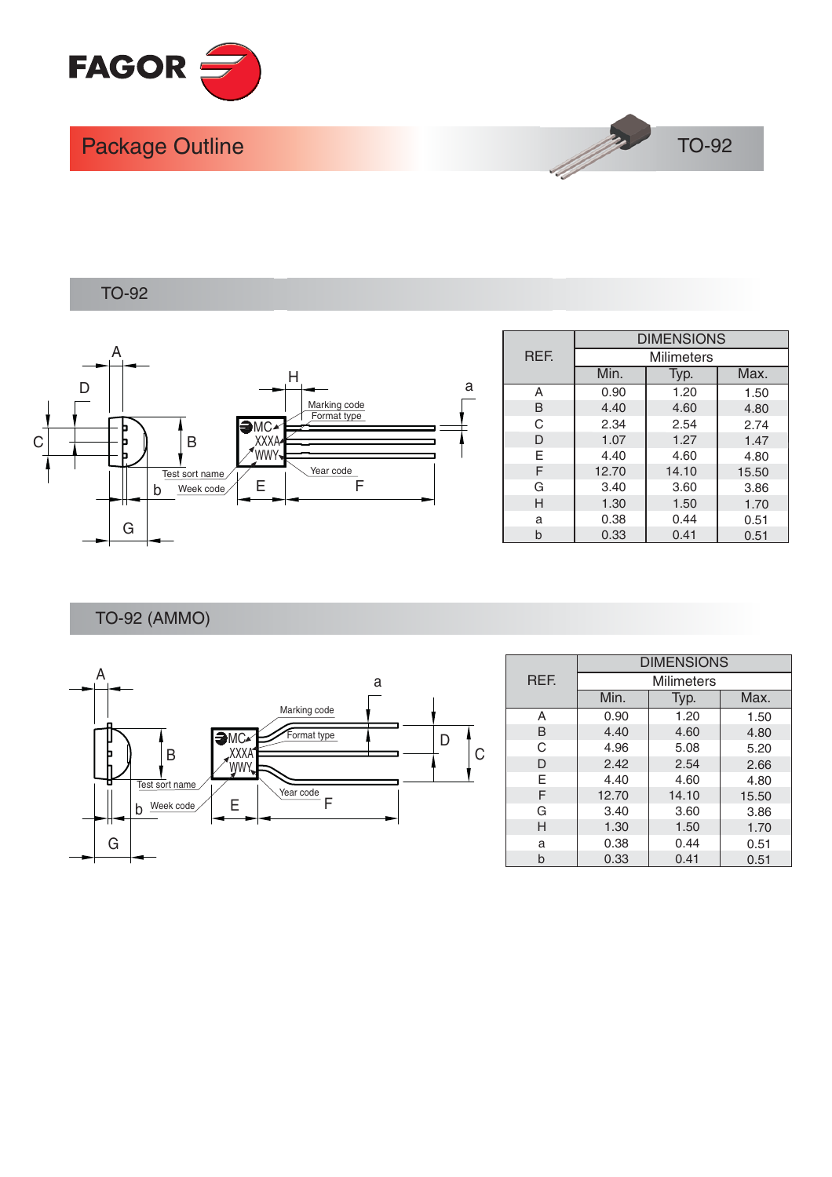# Package Outline

TO-92

## TO-92

Marking code
Format type
Test sort name
Week code
Year code

| REF. | DIMENSIONS | | |
|---|---|---|---|
| | Milimeters | | |
| | Min. | Typ. | Max. |
| A | 0.90 | 1.20 | 1.50 |
| B | 4.40 | 4.60 | 4.80 |
| C | 2.34 | 2.54 | 2.74 |
| D | 1.07 | 1.27 | 1.47 |
| E | 4.40 | 4.60 | 4.80 |
| F | 12.70 | 14.10 | 15.50 |
| G | 3.40 | 3.60 | 3.86 |
| H | 1.30 | 1.50 | 1.70 |
| a | 0.38 | 0.44 | 0.51 |
| b | 0.33 | 0.41 | 0.51 |

## TO-92 (AMMO)

Marking code
Format type
Test sort name
Week code
Year code

| REF. | DIMENSIONS | | |
|---|---|---|---|
| | Milimeters | | |
| | Min. | Typ. | Max. |
| A | 0.90 | 1.20 | 1.50 |
| B | 4.40 | 4.60 | 4.80 |
| C | 4.96 | 5.08 | 5.20 |
| D | 2.42 | 2.54 | 2.66 |
| E | 4.40 | 4.60 | 4.80 |
| F | 12.70 | 14.10 | 15.50 |
| G | 3.40 | 3.60 | 3.86 |
| H | 1.30 | 1.50 | 1.70 |
| a | 0.38 | 0.44 | 0.51 |
| b | 0.33 | 0.41 | 0.51 |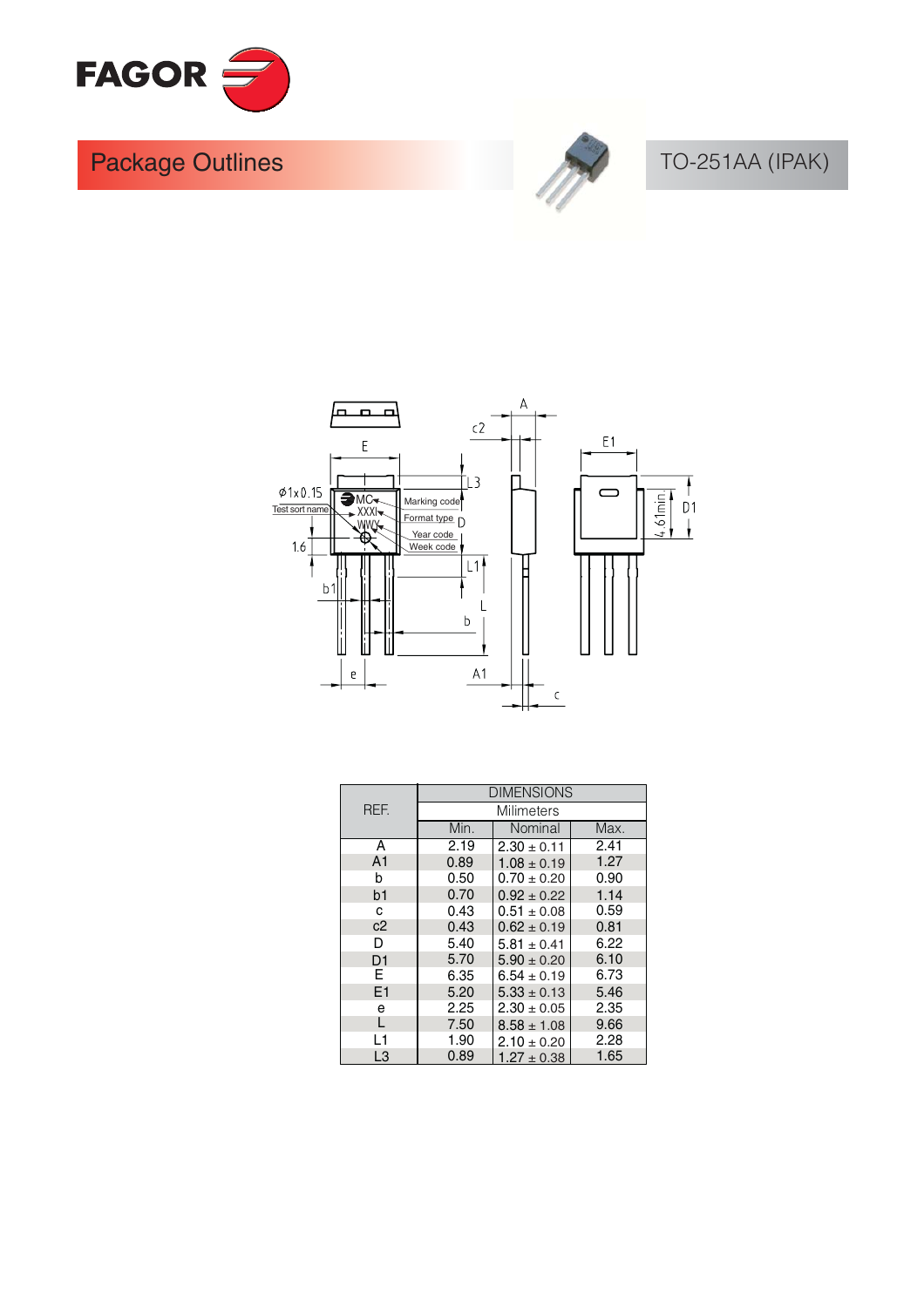# Package Outlines

## TO-251AA (IPAK)

| REF. | DIMENSIONS | | |
|---|---|---|---|
| | Milimeters | | |
| | Min. | Nominal | Max. |
| A | 2.19 | 2.30 ± 0.11 | 2.41 |
| A1 | 0.89 | 1.08 ± 0.19 | 1.27 |
| b | 0.50 | 0.70 ± 0.20 | 0.90 |
| b1 | 0.70 | 0.92 ± 0.22 | 1.14 |
| c | 0.43 | 0.51 ± 0.08 | 0.59 |
| c2 | 0.43 | 0.62 ± 0.19 | 0.81 |
| D | 5.40 | 5.81 ± 0.41 | 6.22 |
| D1 | 5.70 | 5.90 ± 0.20 | 6.10 |
| E | 6.35 | 6.54 ± 0.19 | 6.73 |
| E1 | 5.20 | 5.33 ± 0.13 | 5.46 |
| e | 2.25 | 2.30 ± 0.05 | 2.35 |
| L | 7.50 | 8.58 ± 1.08 | 9.66 |
| L1 | 1.90 | 2.10 ± 0.20 | 2.28 |
| L3 | 0.89 | 1.27 ± 0.38 | 1.65 |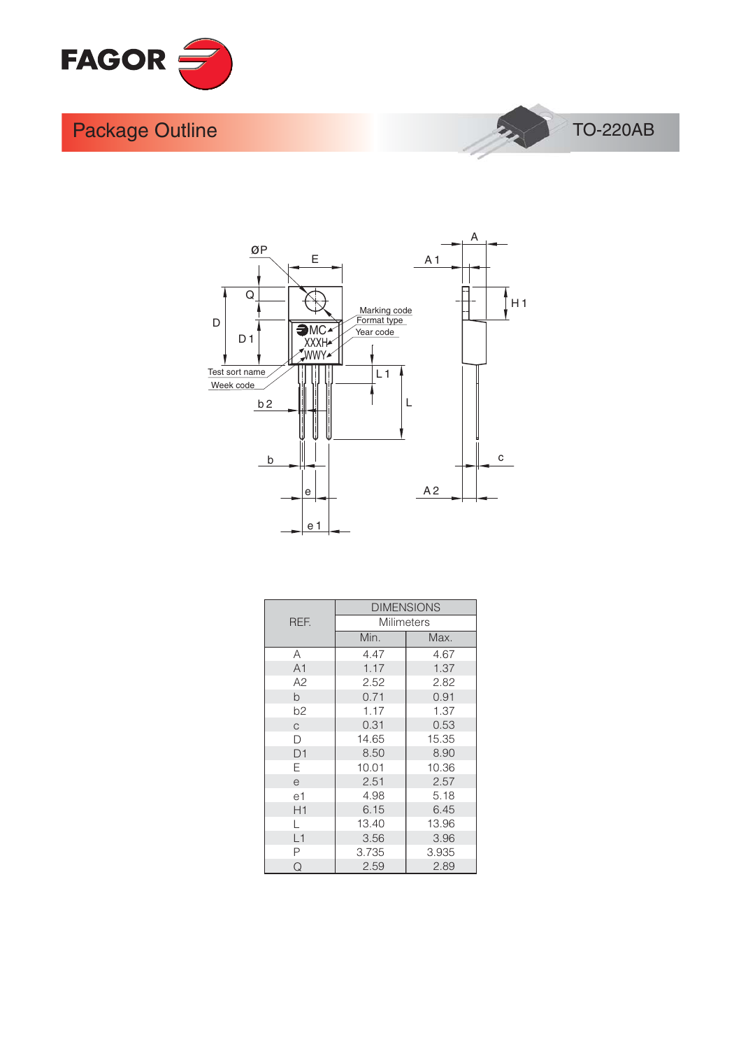# Package Outline

TO-220AB

| REF. | DIMENSIONS | |
|---|---|---|
| | Milimeters | |
| | Min. | Max. |
| A | 4.47 | 4.67 |
| A1 | 1.17 | 1.37 |
| A2 | 2.52 | 2.82 |
| b | 0.71 | 0.91 |
| b2 | 1.17 | 1.37 |
| c | 0.31 | 0.53 |
| D | 14.65 | 15.35 |
| D1 | 8.50 | 8.90 |
| E | 10.01 | 10.36 |
| e | 2.51 | 2.57 |
| e1 | 4.98 | 5.18 |
| H1 | 6.15 | 6.45 |
| L | 13.40 | 13.96 |
| L1 | 3.56 | 3.96 |
| P | 3.735 | 3.935 |
| Q | 2.59 | 2.89 |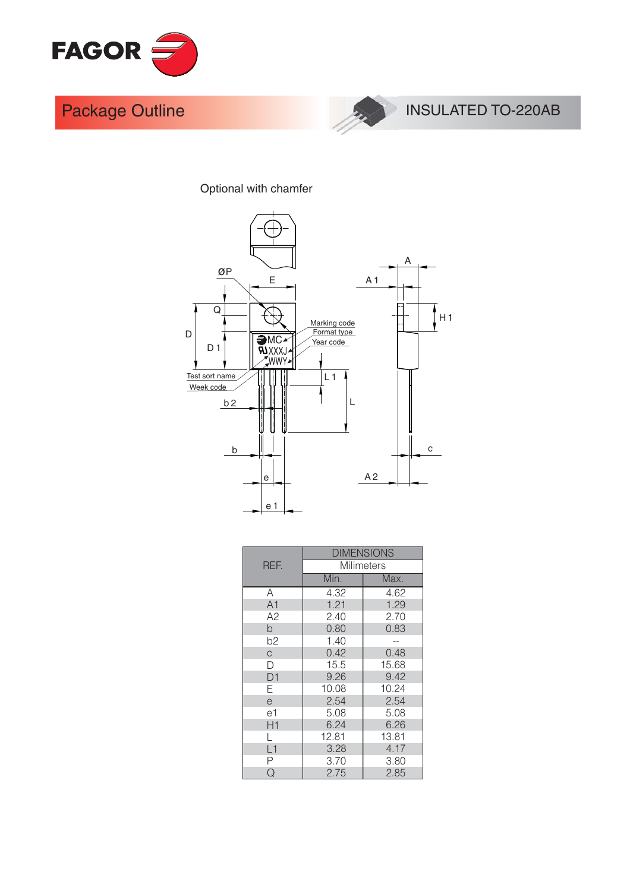# Package Outline

## INSULATED TO-220AB

Optional with chamfer

| REF. | DIMENSIONS | |
|---|---|---|
| | Milimeters | |
| | Min. | Max. |
| A | 4.32 | 4.62 |
| A1 | 1.21 | 1.29 |
| A2 | 2.40 | 2.70 |
| b | 0.80 | 0.83 |
| b2 | 1.40 | -- |
| c | 0.42 | 0.48 |
| D | 15.5 | 15.68 |
| D1 | 9.26 | 9.42 |
| E | 10.08 | 10.24 |
| e | 2.54 | 2.54 |
| e1 | 5.08 | 5.08 |
| H1 | 6.24 | 6.26 |
| L | 12.81 | 13.81 |
| L1 | 3.28 | 4.17 |
| P | 3.70 | 3.80 |
| Q | 2.75 | 2.85 |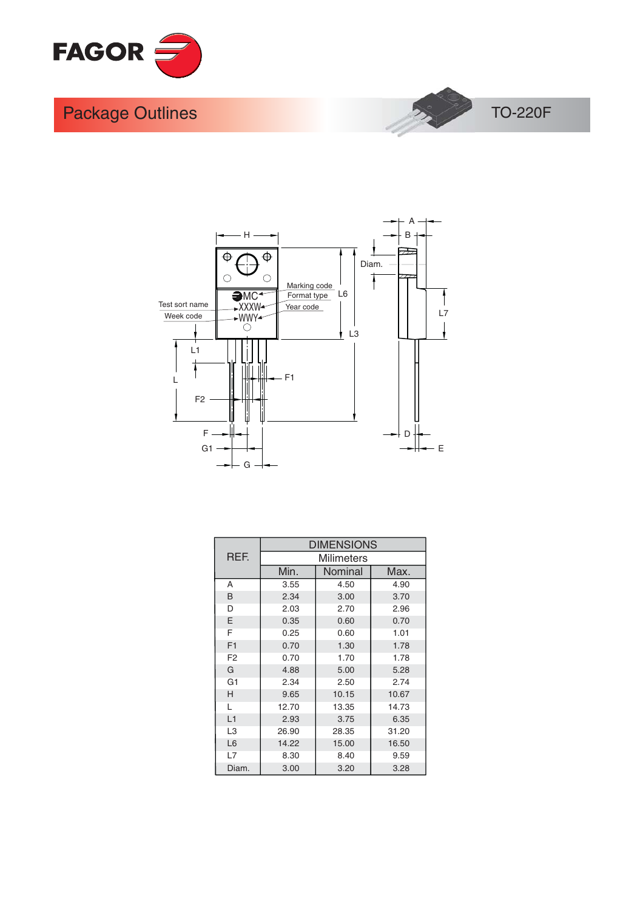# Package Outlines

## TO-220F

| REF. | DIMENSIONS | | |
|---|---|---|---|
| | Milimeters | | |
| | Min. | Nominal | Max. |
| A | 3.55 | 4.50 | 4.90 |
| B | 2.34 | 3.00 | 3.70 |
| D | 2.03 | 2.70 | 2.96 |
| E | 0.35 | 0.60 | 0.70 |
| F | 0.25 | 0.60 | 1.01 |
| F1 | 0.70 | 1.30 | 1.78 |
| F2 | 0.70 | 1.70 | 1.78 |
| G | 4.88 | 5.00 | 5.28 |
| G1 | 2.34 | 2.50 | 2.74 |
| H | 9.65 | 10.15 | 10.67 |
| L | 12.70 | 13.35 | 14.73 |
| L1 | 2.93 | 3.75 | 6.35 |
| L3 | 26.90 | 28.35 | 31.20 |
| L6 | 14.22 | 15.00 | 16.50 |
| L7 | 8.30 | 8.40 | 9.59 |
| Diam. | 3.00 | 3.20 | 3.28 |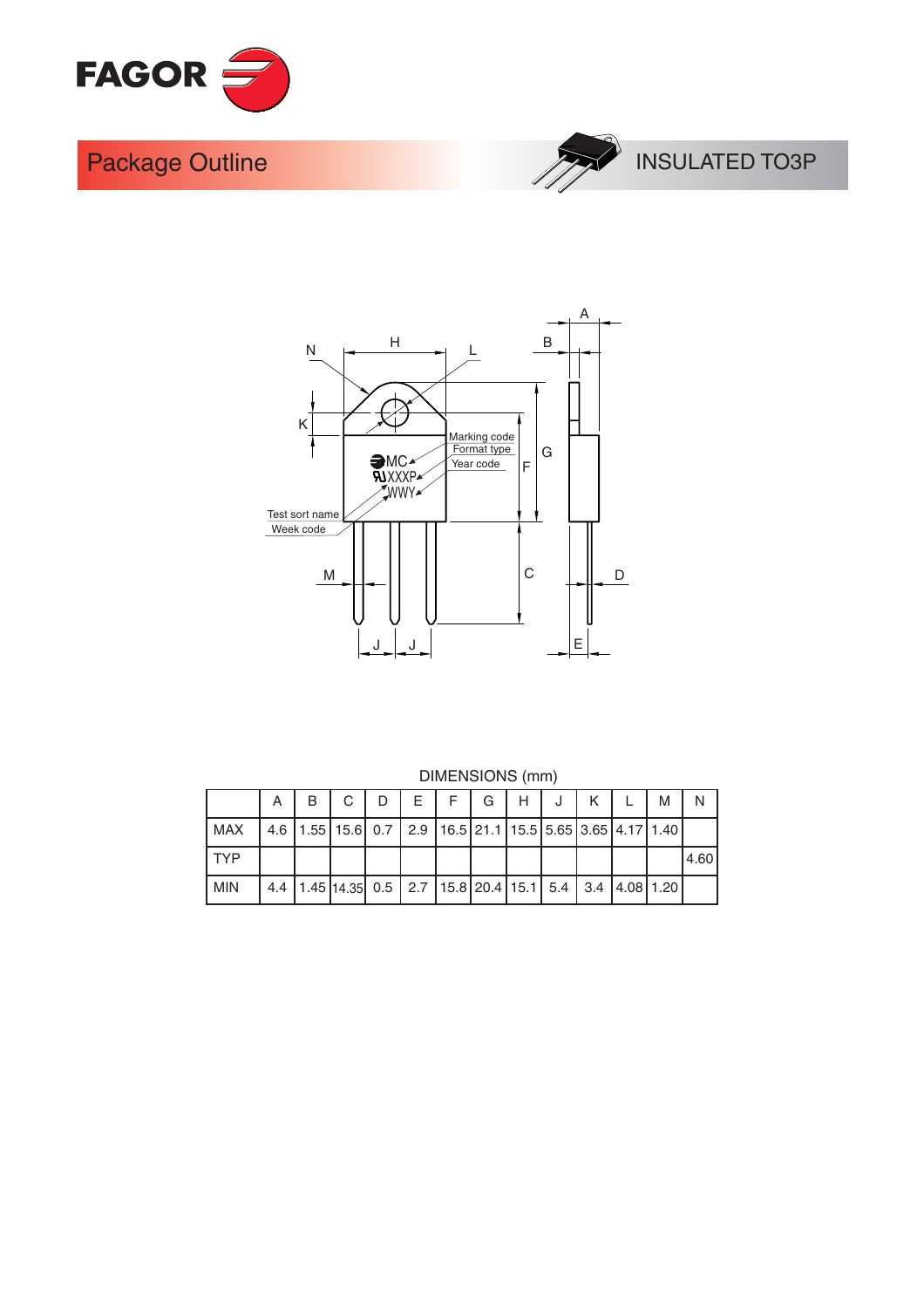## Package Outline

INSULATED TO3P

Marking code
Format type
Year code

Test sort name
Week code

DIMENSIONS (mm)

| | A | B | C | D | E | F | G | H | J | K | L | M | N |
|---|---|---|---|---|---|---|---|---|---|---|---|---|---|
| MAX | 4.6 | 1.55 | 15.6 | 0.7 | 2.9 | 16.5 | 21.1 | 15.5 | 5.65 | 3.65 | 4.17 | 1.40 | |
| TYP | | | | | | | | | | | | | 4.60 |
| MIN | 4.4 | 1.45 | 14.35 | 0.5 | 2.7 | 15.8 | 20.4 | 15.1 | 5.4 | 3.4 | 4.08 | 1.20 | |